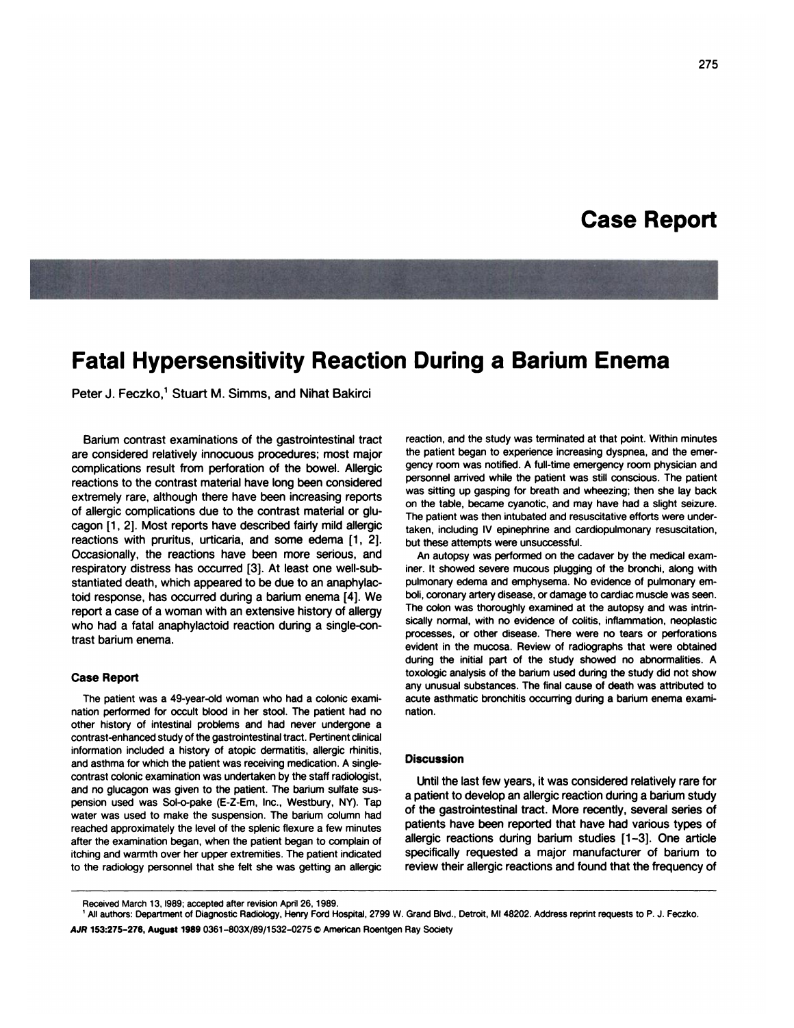# Case Report

## Fatal Hypersensitivity Reaction During a Barium Enema

Peter J. Feczko,[1] Stuart M. Simms, and Nihat Bakirci

Barium contrast examinations of the gastrointestinal tract are considered relatively innocuous procedures; most major complications result from perforation of the bowel. Allergic reactions to the contrast material have long been considered extremely rare, although there have been increasing reports of allergic complications due to the contrast material or glucagon [1, 2]. Most reports have described fairly mild allergic reactions with pruritus, urticaria, and some edema [1, 2]. Occasionally, the reactions have been more serious, and respiratory distress has occurred [3]. At least one well-substantiated death, which appeared to be due to an anaphylactoid response, has occurred during a barium enema [4]. We report a case of a woman with an extensive history of allergy who had a fatal anaphylactoid reaction during a single-contrast barium enema.

### Case Report

The patient was a 49-year-old woman who had a colonic examination performed for occult blood in her stool. The patient had no other history of intestinal problems and had never undergone a contrast-enhanced study of the gastrointestinal tract. Pertinent clinical information included a history of atopic dermatitis, allergic rhinitis, and asthma for which the patient was receiving medication. A single-contrast colonic examination was undertaken by the staff radiologist, and no glucagon was given to the patient. The barium sulfate suspension used was Sol-o-pake (E-Z-Em, Inc., Westbury, NY). Tap water was used to make the suspension. The barium column had reached approximately the level of the splenic flexure a few minutes after the examination began, when the patient began to complain of itching and warmth over her upper extremities. The patient indicated to the radiology personnel that she felt she was getting an allergic reaction, and the study was terminated at that point. Within minutes the patient began to experience increasing dyspnea, and the emergency room was notified. A full-time emergency room physician and personnel arrived while the patient was still conscious. The patient was sitting up gasping for breath and wheezing; then she lay back on the table, became cyanotic, and may have had a slight seizure. The patient was then intubated and resuscitative efforts were undertaken, including IV epinephrine and cardiopulmonary resuscitation, but these attempts were unsuccessful.

An autopsy was performed on the cadaver by the medical examiner. It showed severe mucous plugging of the bronchi, along with pulmonary edema and emphysema. No evidence of pulmonary emboli, coronary artery disease, or damage to cardiac muscle was seen. The colon was thoroughly examined at the autopsy and was intrinsically normal, with no evidence of colitis, inflammation, neoplastic processes, or other disease. There were no tears or perforations evident in the mucosa. Review of radiographs that were obtained during the initial part of the study showed no abnormalities. A toxologic analysis of the barium used during the study did not show any unusual substances. The final cause of death was attributed to acute asthmatic bronchitis occurring during a barium enema examination.

### Discussion

Until the last few years, it was considered relatively rare for a patient to develop an allergic reaction during a barium study of the gastrointestinal tract. More recently, several series of patients have been reported that have had various types of allergic reactions during barium studies [1–3]. One article specifically requested a major manufacturer of barium to review their allergic reactions and found that the frequency of

---

Received March 13, 1989; accepted after revision April 26, 1989.

[1] All authors: Department of Diagnostic Radiology, Henry Ford Hospital, 2799 W. Grand Blvd., Detroit, MI 48202. Address reprint requests to P. J. Feczko.

*AJR* 153:275–276, August 1989 0361–803X/89/1532–0275 © American Roentgen Ray Society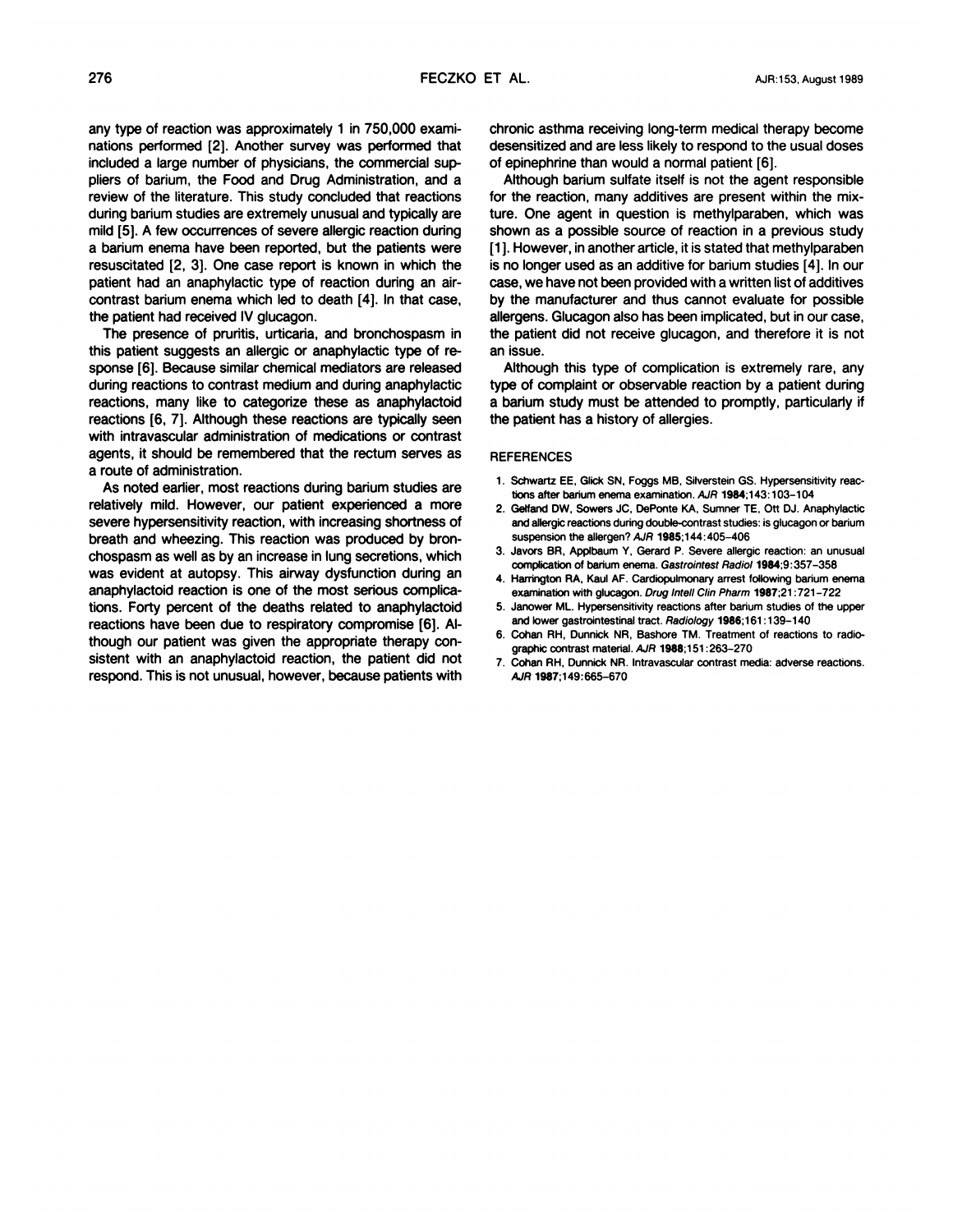any type of reaction was approximately 1 in 750,000 examinations performed [2]. Another survey was performed that included a large number of physicians, the commercial suppliers of barium, the Food and Drug Administration, and a review of the literature. This study concluded that reactions during barium studies are extremely unusual and typically are mild [5]. A few occurrences of severe allergic reaction during a barium enema have been reported, but the patients were resuscitated [2, 3]. One case report is known in which the patient had an anaphylactic type of reaction during an air-contrast barium enema which led to death [4]. In that case, the patient had received IV glucagon.

The presence of pruritis, urticaria, and bronchospasm in this patient suggests an allergic or anaphylactic type of response [6]. Because similar chemical mediators are released during reactions to contrast medium and during anaphylactic reactions, many like to categorize these as anaphylactoid reactions [6, 7]. Although these reactions are typically seen with intravascular administration of medications or contrast agents, it should be remembered that the rectum serves as a route of administration.

As noted earlier, most reactions during barium studies are relatively mild. However, our patient experienced a more severe hypersensitivity reaction, with increasing shortness of breath and wheezing. This reaction was produced by bronchospasm as well as by an increase in lung secretions, which was evident at autopsy. This airway dysfunction during an anaphylactoid reaction is one of the most serious complications. Forty percent of the deaths related to anaphylactoid reactions have been due to respiratory compromise [6]. Although our patient was given the appropriate therapy consistent with an anaphylactoid reaction, the patient did not respond. This is not unusual, however, because patients with chronic asthma receiving long-term medical therapy become desensitized and are less likely to respond to the usual doses of epinephrine than would a normal patient [6].

Although barium sulfate itself is not the agent responsible for the reaction, many additives are present within the mixture. One agent in question is methylparaben, which was shown as a possible source of reaction in a previous study [1]. However, in another article, it is stated that methylparaben is no longer used as an additive for barium studies [4]. In our case, we have not been provided with a written list of additives by the manufacturer and thus cannot evaluate for possible allergens. Glucagon also has been implicated, but in our case, the patient did not receive glucagon, and therefore it is not an issue.

Although this type of complication is extremely rare, any type of complaint or observable reaction by a patient during a barium study must be attended to promptly, particularly if the patient has a history of allergies.

## REFERENCES

1. Schwartz EE, Glick SN, Foggs MB, Silverstein GS. Hypersensitivity reactions after barium enema examination. *AJR* **1984**;143:103–104
2. Gelfand DW, Sowers JC, DePonte KA, Sumner TE, Ott DJ. Anaphylactic and allergic reactions during double-contrast studies: is glucagon or barium suspension the allergen? *AJR* **1985**;144:405–406
3. Javors BR, Applbaum Y, Gerard P. Severe allergic reaction: an unusual complication of barium enema. *Gastrointest Radiol* **1984**;9:357–358
4. Harrington RA, Kaul AF. Cardiopulmonary arrest following barium enema examination with glucagon. *Drug Intell Clin Pharm* **1987**;21:721–722
5. Janower ML. Hypersensitivity reactions after barium studies of the upper and lower gastrointestinal tract. *Radiology* **1986**;161:139–140
6. Cohan RH, Dunnick NR, Bashore TM. Treatment of reactions to radiographic contrast material. *AJR* **1988**;151:263–270
7. Cohan RH, Dunnick NR. Intravascular contrast media: adverse reactions. *AJR* **1987**;149:665–670